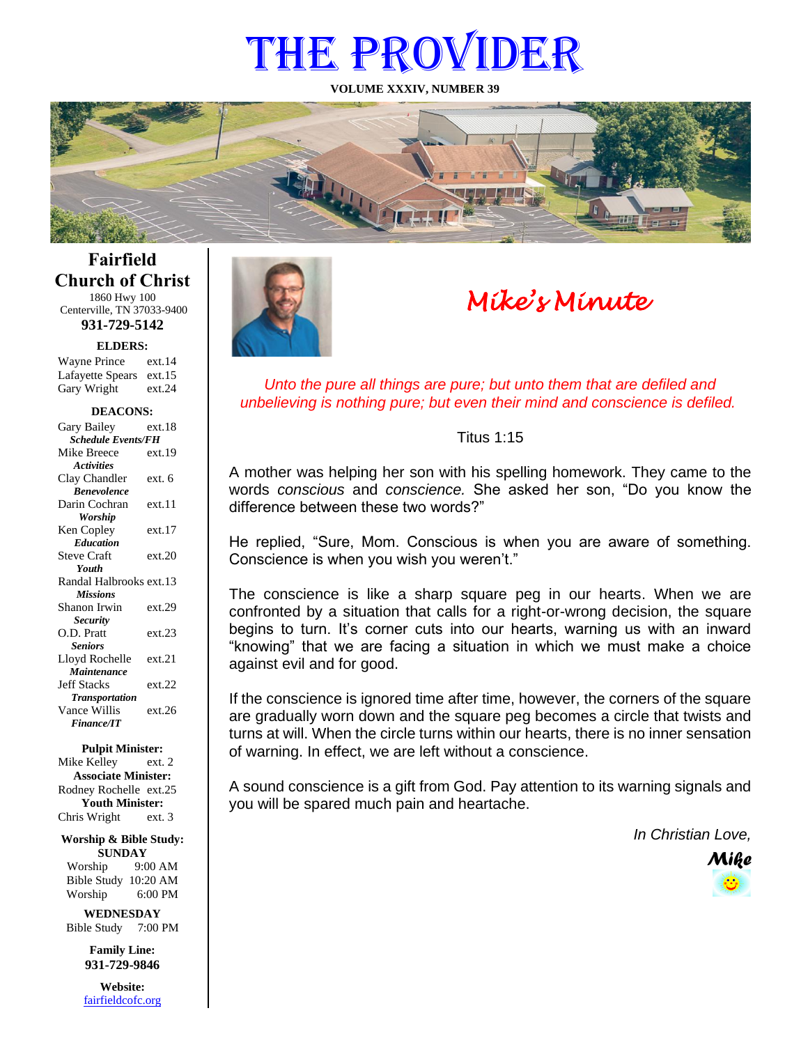# THE PROVIDER

**VOLUME XXXIV, NUMBER 39**

## Fairfield Church of Christ

1860 Hwy 100
Centerville, TN 37033-9400
**931-729-5142**

**ELDERS:**

Wayne Prince ext.14
Lafayette Spears ext.15
Gary Wright ext.24

**DEACONS:**

Gary Bailey ext.18
***Schedule Events/FH***
Mike Breece ext.19
***Activities***
Clay Chandler ext. 6
***Benevolence***
Darin Cochran ext.11
***Worship***
Ken Copley ext.17
***Education***
Steve Craft ext.20
***Youth***
Randal Halbrooks ext.13
***Missions***
Shanon Irwin ext.29
***Security***
O.D. Pratt ext.23
***Seniors***
Lloyd Rochelle ext.21
***Maintenance***
Jeff Stacks ext.22
***Transportation***
Vance Willis ext.26
***Finance/IT***

**Pulpit Minister:**
Mike Kelley ext. 2
**Associate Minister:**
Rodney Rochelle ext.25
**Youth Minister:**
Chris Wright ext. 3

**Worship & Bible Study:**
**SUNDAY**
Worship 9:00 AM
Bible Study 10:20 AM
Worship 6:00 PM

**WEDNESDAY**
Bible Study 7:00 PM

**Family Line:**
**931-729-9846**

**Website:**
fairfieldcofc.org

## *Mike's Minute*

*Unto the pure all things are pure; but unto them that are defiled and unbelieving is nothing pure; but even their mind and conscience is defiled.*

Titus 1:15

A mother was helping her son with his spelling homework. They came to the words *conscious* and *conscience.* She asked her son, "Do you know the difference between these two words?"

He replied, "Sure, Mom. Conscious is when you are aware of something. Conscience is when you wish you weren't."

The conscience is like a sharp square peg in our hearts. When we are confronted by a situation that calls for a right-or-wrong decision, the square begins to turn. It's corner cuts into our hearts, warning us with an inward "knowing" that we are facing a situation in which we must make a choice against evil and for good.

If the conscience is ignored time after time, however, the corners of the square are gradually worn down and the square peg becomes a circle that twists and turns at will. When the circle turns within our hearts, there is no inner sensation of warning. In effect, we are left without a conscience.

A sound conscience is a gift from God. Pay attention to its warning signals and you will be spared much pain and heartache.

*In Christian Love,*

***Mike***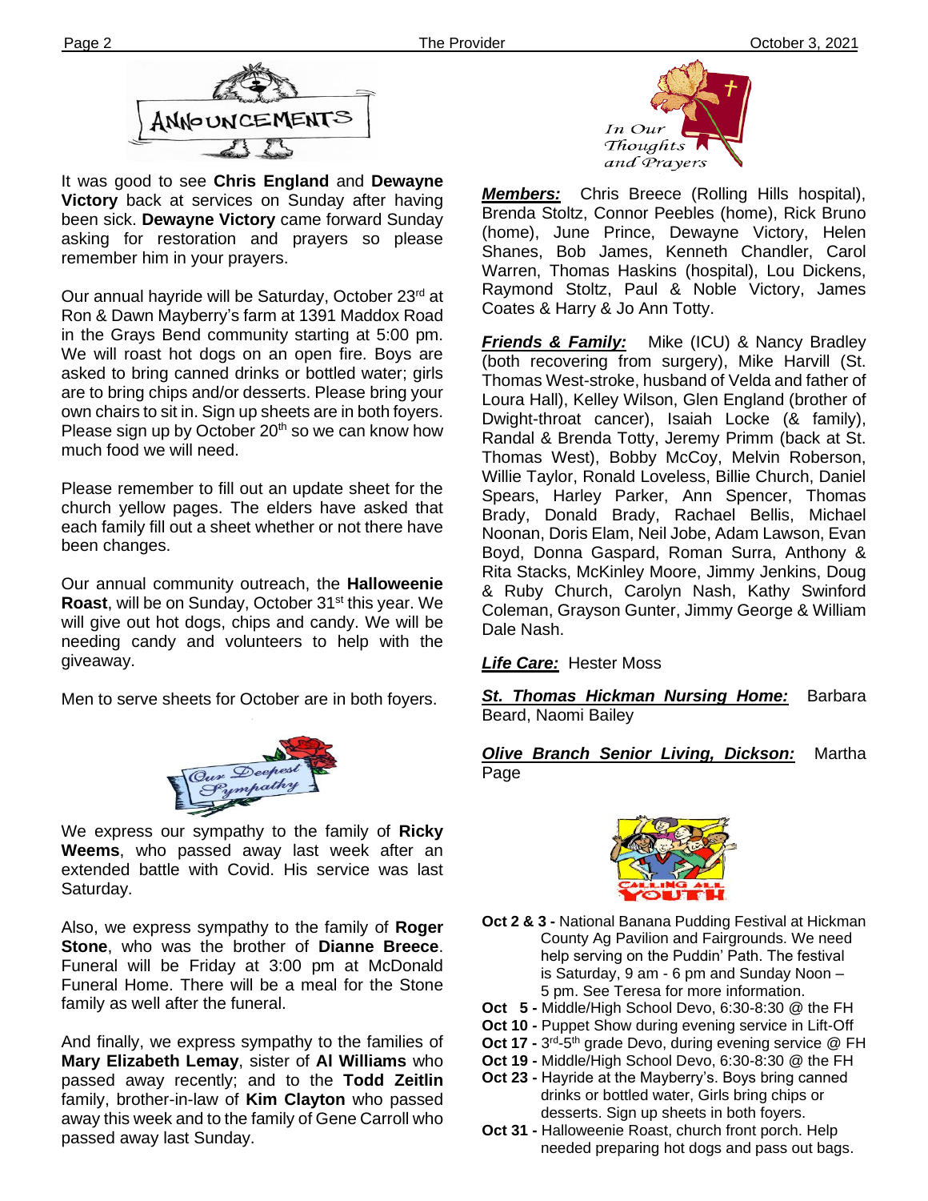# ANNOUNCEMENTS

It was good to see **Chris England** and **Dewayne Victory** back at services on Sunday after having been sick. **Dewayne Victory** came forward Sunday asking for restoration and prayers so please remember him in your prayers.

Our annual hayride will be Saturday, October 23rd at Ron & Dawn Mayberry's farm at 1391 Maddox Road in the Grays Bend community starting at 5:00 pm. We will roast hot dogs on an open fire. Boys are asked to bring canned drinks or bottled water; girls are to bring chips and/or desserts. Please bring your own chairs to sit in. Sign up sheets are in both foyers. Please sign up by October 20th so we can know how much food we will need.

Please remember to fill out an update sheet for the church yellow pages. The elders have asked that each family fill out a sheet whether or not there have been changes.

Our annual community outreach, the **Halloweenie Roast**, will be on Sunday, October 31st this year. We will give out hot dogs, chips and candy. We will be needing candy and volunteers to help with the giveaway.

Men to serve sheets for October are in both foyers.

## Our Deepest Sympathy

We express our sympathy to the family of **Ricky Weems**, who passed away last week after an extended battle with Covid. His service was last Saturday.

Also, we express sympathy to the family of **Roger Stone**, who was the brother of **Dianne Breece**. Funeral will be Friday at 3:00 pm at McDonald Funeral Home. There will be a meal for the Stone family as well after the funeral.

And finally, we express sympathy to the families of **Mary Elizabeth Lemay**, sister of **Al Williams** who passed away recently; and to the **Todd Zeitlin** family, brother-in-law of **Kim Clayton** who passed away this week and to the family of Gene Carroll who passed away last Sunday.

## In Our Thoughts and Prayers

***Members:*** Chris Breece (Rolling Hills hospital), Brenda Stoltz, Connor Peebles (home), Rick Bruno (home), June Prince, Dewayne Victory, Helen Shanes, Bob James, Kenneth Chandler, Carol Warren, Thomas Haskins (hospital), Lou Dickens, Raymond Stoltz, Paul & Noble Victory, James Coates & Harry & Jo Ann Totty.

***Friends & Family:*** Mike (ICU) & Nancy Bradley (both recovering from surgery), Mike Harvill (St. Thomas West-stroke, husband of Velda and father of Loura Hall), Kelley Wilson, Glen England (brother of Dwight-throat cancer), Isaiah Locke (& family), Randal & Brenda Totty, Jeremy Primm (back at St. Thomas West), Bobby McCoy, Melvin Roberson, Willie Taylor, Ronald Loveless, Billie Church, Daniel Spears, Harley Parker, Ann Spencer, Thomas Brady, Donald Brady, Rachael Bellis, Michael Noonan, Doris Elam, Neil Jobe, Adam Lawson, Evan Boyd, Donna Gaspard, Roman Surra, Anthony & Rita Stacks, McKinley Moore, Jimmy Jenkins, Doug & Ruby Church, Carolyn Nash, Kathy Swinford Coleman, Grayson Gunter, Jimmy George & William Dale Nash.

***Life Care:*** Hester Moss

***St. Thomas Hickman Nursing Home:*** Barbara Beard, Naomi Bailey

***Olive Branch Senior Living, Dickson:*** Martha Page

## Calling All Youth

- **Oct 2 & 3 -** National Banana Pudding Festival at Hickman County Ag Pavilion and Fairgrounds. We need help serving on the Puddin' Path. The festival is Saturday, 9 am - 6 pm and Sunday Noon – 5 pm. See Teresa for more information.
- **Oct 5 -** Middle/High School Devo, 6:30-8:30 @ the FH
- **Oct 10 -** Puppet Show during evening service in Lift-Off
- **Oct 17 -** 3rd-5th grade Devo, during evening service @ FH
- **Oct 19 -** Middle/High School Devo, 6:30-8:30 @ the FH
- **Oct 23 -** Hayride at the Mayberry's. Boys bring canned drinks or bottled water, Girls bring chips or desserts. Sign up sheets in both foyers.
- **Oct 31 -** Halloweenie Roast, church front porch. Help needed preparing hot dogs and pass out bags.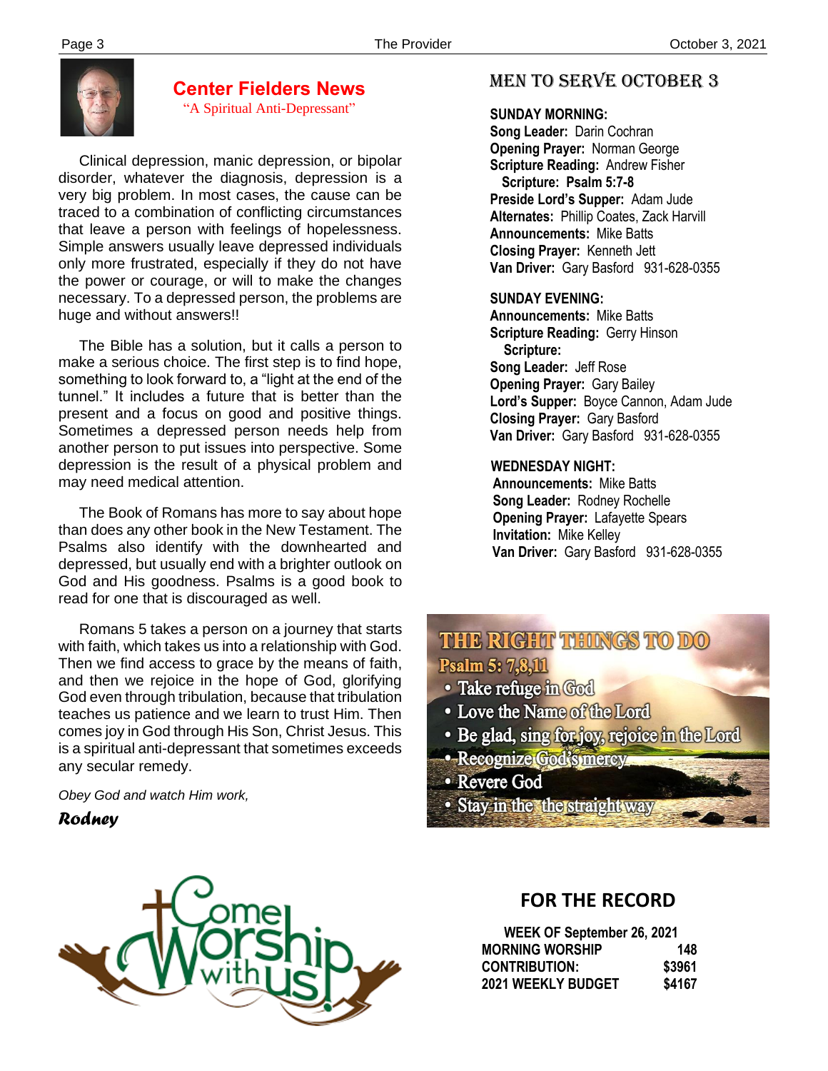## Center Fielders News

"A Spiritual Anti-Depressant"

Clinical depression, manic depression, or bipolar disorder, whatever the diagnosis, depression is a very big problem. In most cases, the cause can be traced to a combination of conflicting circumstances that leave a person with feelings of hopelessness. Simple answers usually leave depressed individuals only more frustrated, especially if they do not have the power or courage, or will to make the changes necessary. To a depressed person, the problems are huge and without answers!!

The Bible has a solution, but it calls a person to make a serious choice. The first step is to find hope, something to look forward to, a "light at the end of the tunnel." It includes a future that is better than the present and a focus on good and positive things. Sometimes a depressed person needs help from another person to put issues into perspective. Some depression is the result of a physical problem and may need medical attention.

The Book of Romans has more to say about hope than does any other book in the New Testament. The Psalms also identify with the downhearted and depressed, but usually end with a brighter outlook on God and His goodness. Psalms is a good book to read for one that is discouraged as well.

Romans 5 takes a person on a journey that starts with faith, which takes us into a relationship with God. Then we find access to grace by the means of faith, and then we rejoice in the hope of God, glorifying God even through tribulation, because that tribulation teaches us patience and we learn to trust Him. Then comes joy in God through His Son, Christ Jesus. This is a spiritual anti-depressant that sometimes exceeds any secular remedy.

*Obey God and watch Him work,*

***Rodney***

## MEN TO SERVE OCTOBER 3

**SUNDAY MORNING:**
**Song Leader:** Darin Cochran
**Opening Prayer:** Norman George
**Scripture Reading:** Andrew Fisher
**Scripture: Psalm 5:7-8**
**Preside Lord's Supper:** Adam Jude
**Alternates:** Phillip Coates, Zack Harvill
**Announcements:** Mike Batts
**Closing Prayer:** Kenneth Jett
**Van Driver:** Gary Basford 931-628-0355

**SUNDAY EVENING:**
**Announcements:** Mike Batts
**Scripture Reading:** Gerry Hinson
**Scripture:**
**Song Leader:** Jeff Rose
**Opening Prayer:** Gary Bailey
**Lord's Supper:** Boyce Cannon, Adam Jude
**Closing Prayer:** Gary Basford
**Van Driver:** Gary Basford 931-628-0355

**WEDNESDAY NIGHT:**
**Announcements:** Mike Batts
**Song Leader:** Rodney Rochelle
**Opening Prayer:** Lafayette Spears
**Invitation:** Mike Kelley
**Van Driver:** Gary Basford 931-628-0355

### THE RIGHT THINGS TO DO

Psalm 5: 7,8,11

- Take refuge in God
- Love the Name of the Lord
- Be glad, sing for joy, rejoice in the Lord
- Recognize God's mercy
- Revere God
- Stay in the the straight way

Come Worship with us!

## FOR THE RECORD

| WEEK OF September 26, 2021 | |
|---|---|
| MORNING WORSHIP | 148 |
| CONTRIBUTION: | $3961 |
| 2021 WEEKLY BUDGET | $4167 |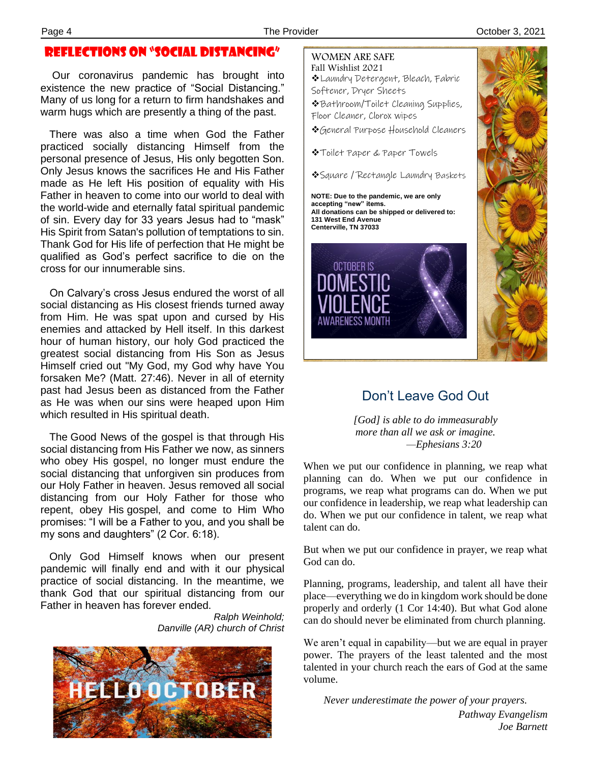## Reflections on "Social Distancing"

Our coronavirus pandemic has brought into existence the new practice of "Social Distancing." Many of us long for a return to firm handshakes and warm hugs which are presently a thing of the past.

There was also a time when God the Father practiced socially distancing Himself from the personal presence of Jesus, His only begotten Son. Only Jesus knows the sacrifices He and His Father made as He left His position of equality with His Father in heaven to come into our world to deal with the world-wide and eternally fatal spiritual pandemic of sin. Every day for 33 years Jesus had to "mask" His Spirit from Satan's pollution of temptations to sin. Thank God for His life of perfection that He might be qualified as God's perfect sacrifice to die on the cross for our innumerable sins.

On Calvary's cross Jesus endured the worst of all social distancing as His closest friends turned away from Him. He was spat upon and cursed by His enemies and attacked by Hell itself. In this darkest hour of human history, our holy God practiced the greatest social distancing from His Son as Jesus Himself cried out "My God, my God why have You forsaken Me? (Matt. 27:46). Never in all of eternity past had Jesus been as distanced from the Father as He was when our sins were heaped upon Him which resulted in His spiritual death.

The Good News of the gospel is that through His social distancing from His Father we now, as sinners who obey His gospel, no longer must endure the social distancing that unforgiven sin produces from our Holy Father in heaven. Jesus removed all social distancing from our Holy Father for those who repent, obey His gospel, and come to Him Who promises: "I will be a Father to you, and you shall be my sons and daughters" (2 Cor. 6:18).

Only God Himself knows when our present pandemic will finally end and with it our physical practice of social distancing. In the meantime, we thank God that our spiritual distancing from our Father in heaven has forever ended.

*Ralph Weinhold;*
*Danville (AR) church of Christ*

HELLO OCTOBER

WOMEN ARE SAFE
Fall Wishlist 2021

- Laundry Detergent, Bleach, Fabric Softener, Dryer Sheets
- Bathroom/Toilet Cleaning Supplies, Floor Cleaner, Clorox wipes
- General Purpose Household Cleaners
- Toilet Paper & Paper Towels
- Square / Rectangle Laundry Baskets

**NOTE: Due to the pandemic, we are only accepting "new" items.**
**All donations can be shipped or delivered to:**
**131 West End Avenue**
**Centerville, TN 37033**

OCTOBER IS DOMESTIC VIOLENCE AWARENESS MONTH

## Don't Leave God Out

*[God] is able to do immeasurably more than all we ask or imagine.*
*—Ephesians 3:20*

When we put our confidence in planning, we reap what planning can do. When we put our confidence in programs, we reap what programs can do. When we put our confidence in leadership, we reap what leadership can do. When we put our confidence in talent, we reap what talent can do.

But when we put our confidence in prayer, we reap what God can do.

Planning, programs, leadership, and talent all have their place—everything we do in kingdom work should be done properly and orderly (1 Cor 14:40). But what God alone can do should never be eliminated from church planning.

We aren't equal in capability—but we are equal in prayer power. The prayers of the least talented and the most talented in your church reach the ears of God at the same volume.

*Never underestimate the power of your prayers.*

*Pathway Evangelism*
*Joe Barnett*